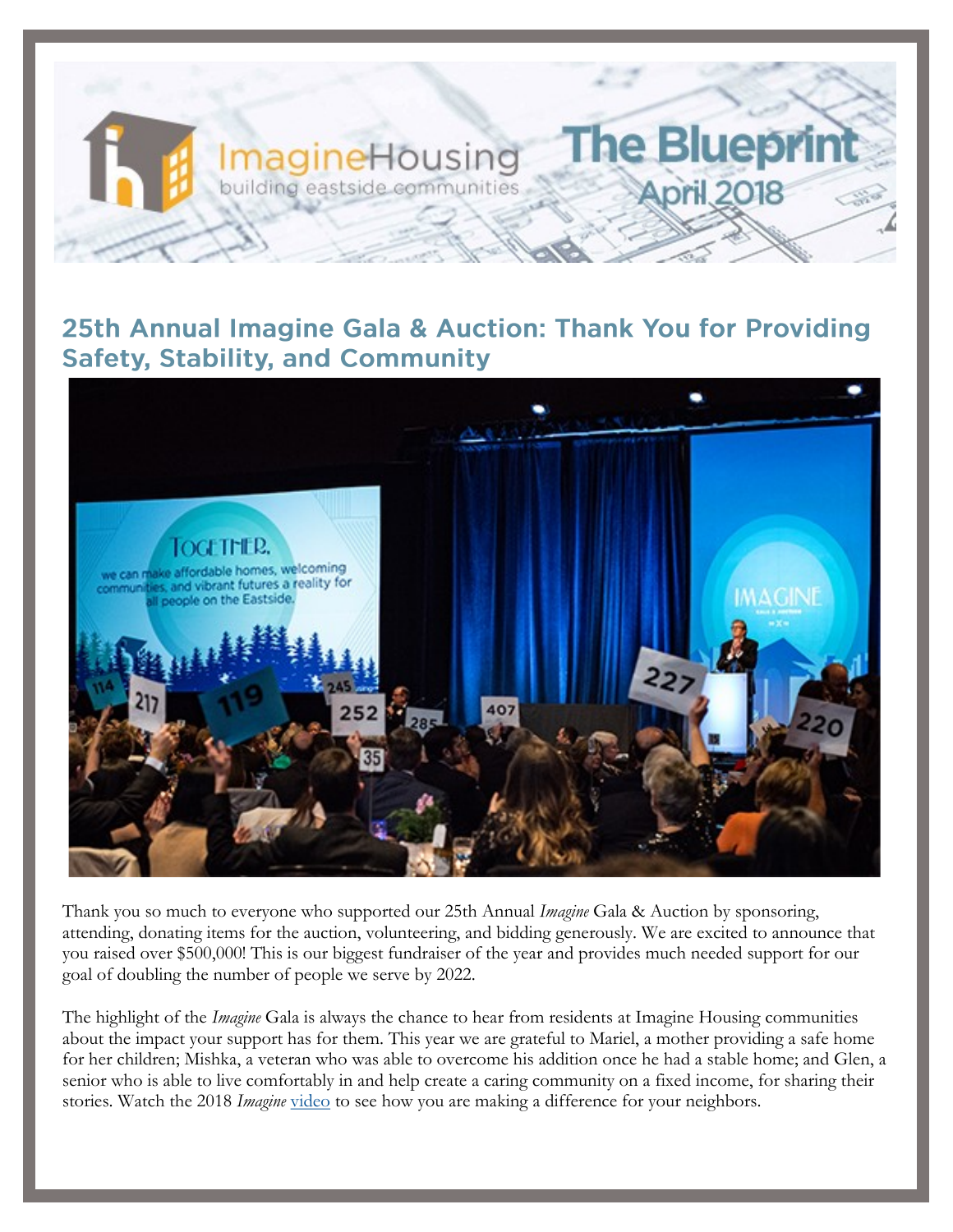# ImagineHousing — building eastside communities

## The Blueprint April 2018

## 25th Annual Imagine Gala & Auction: Thank You for Providing Safety, Stability, and Community

Thank you so much to everyone who supported our 25th Annual *Imagine* Gala & Auction by sponsoring, attending, donating items for the auction, volunteering, and bidding generously. We are excited to announce that you raised over $500,000! This is our biggest fundraiser of the year and provides much needed support for our goal of doubling the number of people we serve by 2022.

The highlight of the *Imagine* Gala is always the chance to hear from residents at Imagine Housing communities about the impact your support has for them. This year we are grateful to Mariel, a mother providing a safe home for her children; Mishka, a veteran who was able to overcome his addition once he had a stable home; and Glen, a senior who is able to live comfortably in and help create a caring community on a fixed income, for sharing their stories. Watch the 2018 *Imagine* video to see how you are making a difference for your neighbors.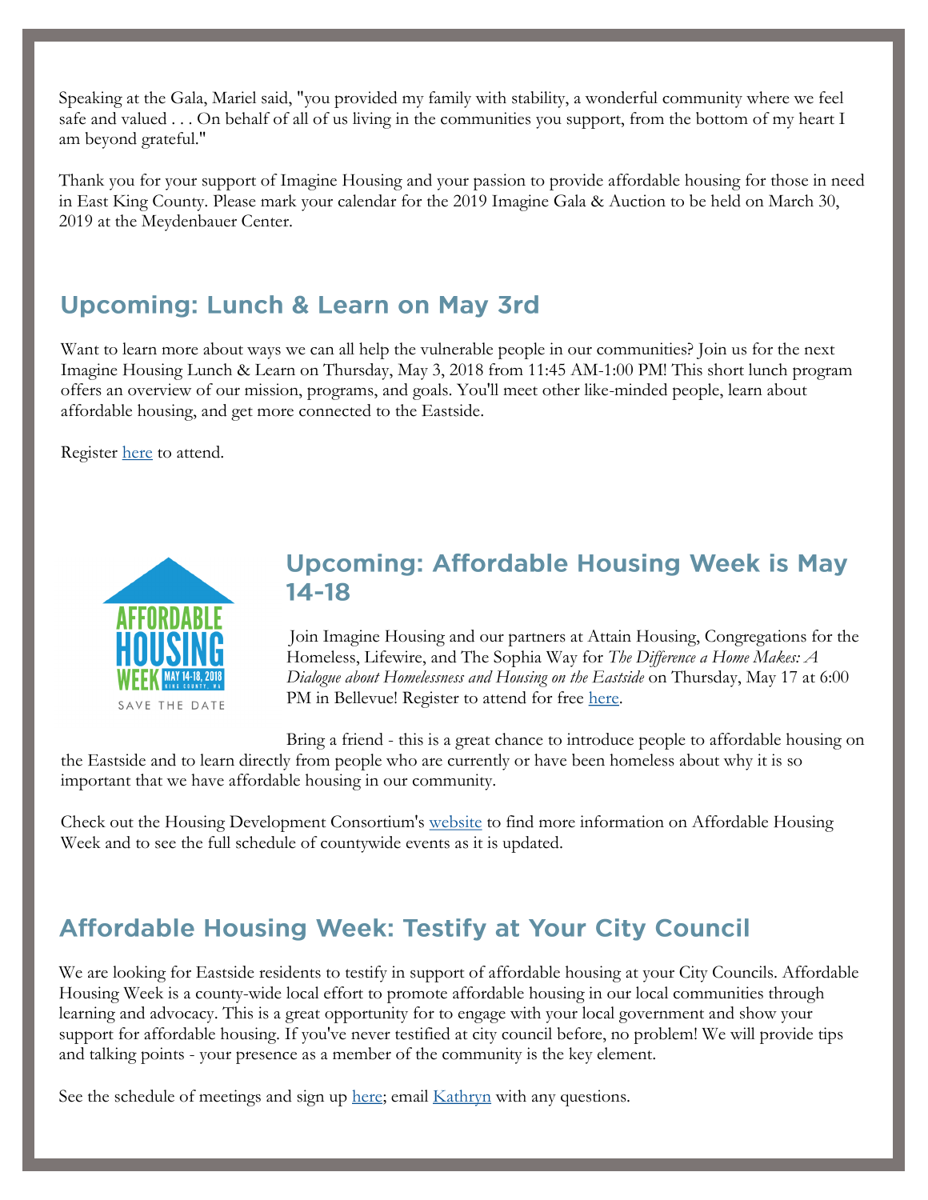Speaking at the Gala, Mariel said, "you provided my family with stability, a wonderful community where we feel safe and valued . . . On behalf of all of us living in the communities you support, from the bottom of my heart I am beyond grateful."

Thank you for your support of Imagine Housing and your passion to provide affordable housing for those in need in East King County. Please mark your calendar for the 2019 Imagine Gala & Auction to be held on March 30, 2019 at the Meydenbauer Center.

## Upcoming: Lunch & Learn on May 3rd

Want to learn more about ways we can all help the vulnerable people in our communities? Join us for the next Imagine Housing Lunch & Learn on Thursday, May 3, 2018 from 11:45 AM-1:00 PM! This short lunch program offers an overview of our mission, programs, and goals. You'll meet other like-minded people, learn about affordable housing, and get more connected to the Eastside.

Register here to attend.

## Upcoming: Affordable Housing Week is May 14-18

Join Imagine Housing and our partners at Attain Housing, Congregations for the Homeless, Lifewire, and The Sophia Way for *The Difference a Home Makes: A Dialogue about Homelessness and Housing on the Eastside* on Thursday, May 17 at 6:00 PM in Bellevue! Register to attend for free here.

Bring a friend - this is a great chance to introduce people to affordable housing on the Eastside and to learn directly from people who are currently or have been homeless about why it is so important that we have affordable housing in our community.

Check out the Housing Development Consortium's website to find more information on Affordable Housing Week and to see the full schedule of countywide events as it is updated.

## Affordable Housing Week: Testify at Your City Council

We are looking for Eastside residents to testify in support of affordable housing at your City Councils. Affordable Housing Week is a county-wide local effort to promote affordable housing in our local communities through learning and advocacy. This is a great opportunity for to engage with your local government and show your support for affordable housing. If you've never testified at city council before, no problem! We will provide tips and talking points - your presence as a member of the community is the key element.

See the schedule of meetings and sign up here; email Kathryn with any questions.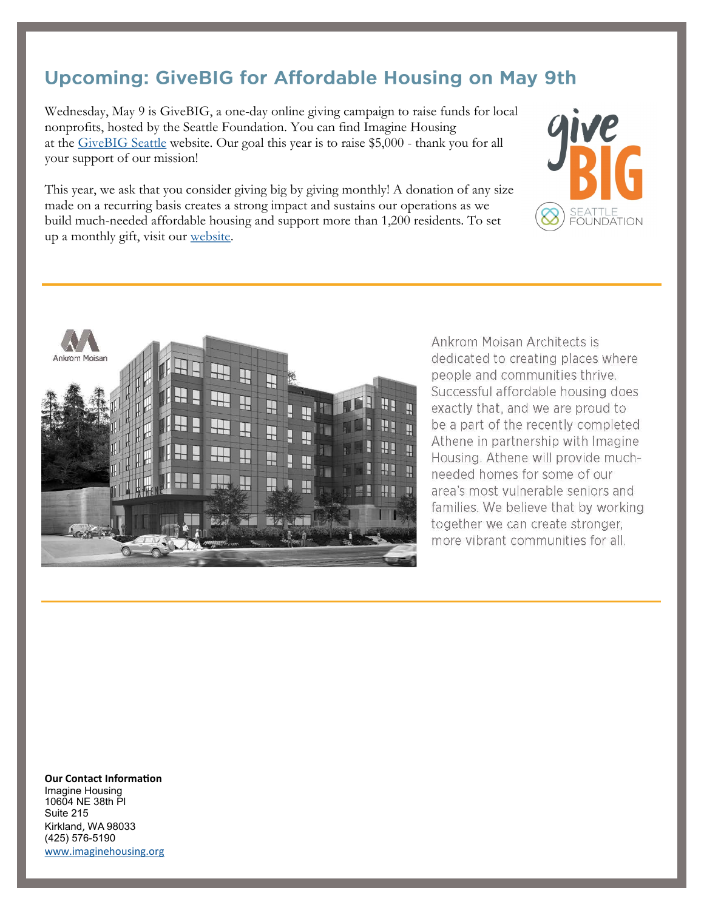## Upcoming: GiveBIG for Affordable Housing on May 9th

Wednesday, May 9 is GiveBIG, a one-day online giving campaign to raise funds for local nonprofits, hosted by the Seattle Foundation. You can find Imagine Housing at the GiveBIG Seattle website. Our goal this year is to raise $5,000 - thank you for all your support of our mission!

This year, we ask that you consider giving big by giving monthly! A donation of any size made on a recurring basis creates a strong impact and sustains our operations as we build much-needed affordable housing and support more than 1,200 residents. To set up a monthly gift, visit our website.

Ankrom Moisan Architects is dedicated to creating places where people and communities thrive. Successful affordable housing does exactly that, and we are proud to be a part of the recently completed Athene in partnership with Imagine Housing. Athene will provide much-needed homes for some of our area's most vulnerable seniors and families. We believe that by working together we can create stronger, more vibrant communities for all.

**Our Contact Information**
Imagine Housing
10604 NE 38th Pl
Suite 215
Kirkland, WA 98033
(425) 576-5190
www.imaginehousing.org